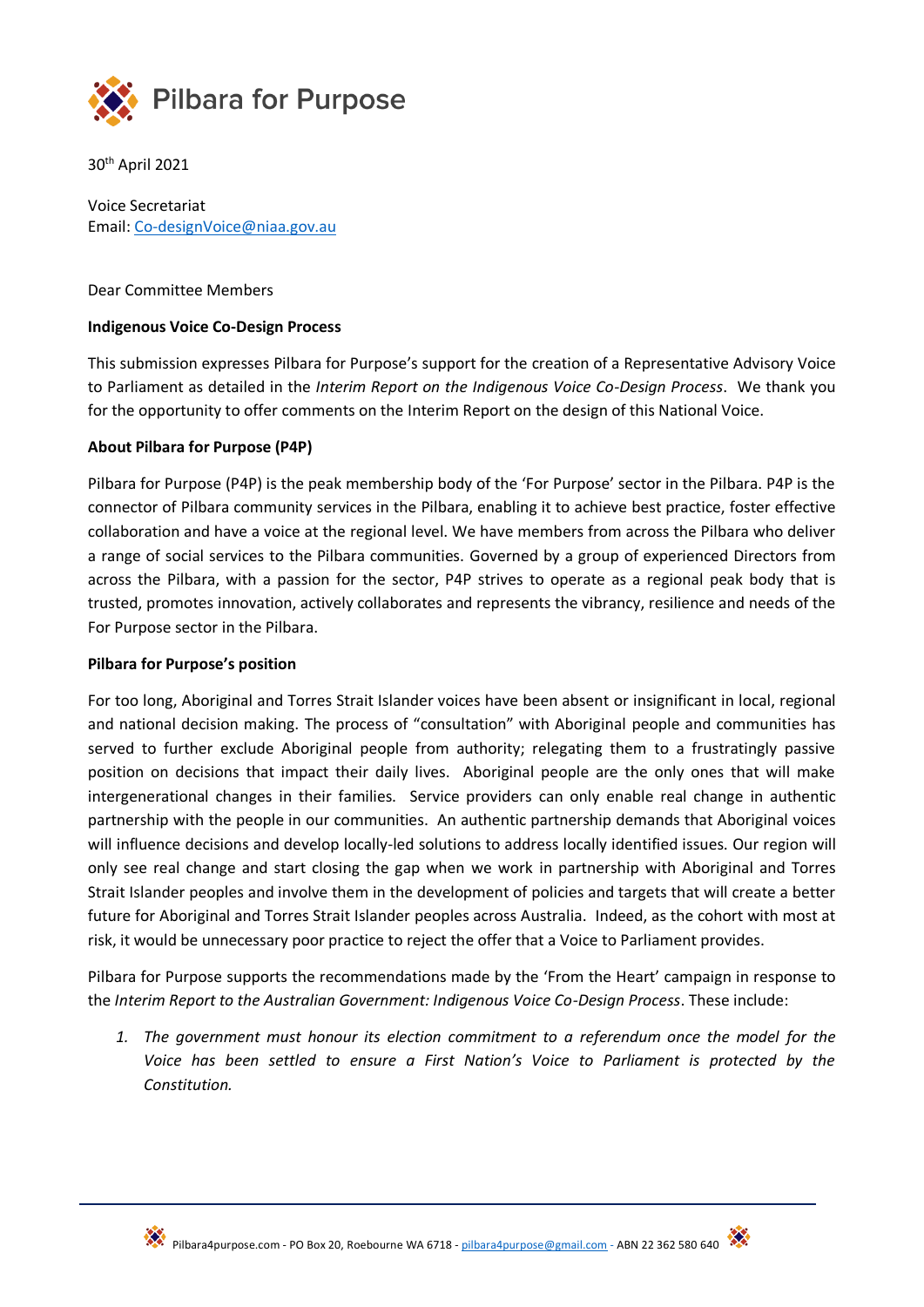Pilbara for Purpose

30th April 2021

Voice Secretariat
Email: Co-designVoice@niaa.gov.au

Dear Committee Members

**Indigenous Voice Co-Design Process**

This submission expresses Pilbara for Purpose's support for the creation of a Representative Advisory Voice to Parliament as detailed in the *Interim Report on the Indigenous Voice Co-Design Process*. We thank you for the opportunity to offer comments on the Interim Report on the design of this National Voice.

**About Pilbara for Purpose (P4P)**

Pilbara for Purpose (P4P) is the peak membership body of the 'For Purpose' sector in the Pilbara. P4P is the connector of Pilbara community services in the Pilbara, enabling it to achieve best practice, foster effective collaboration and have a voice at the regional level. We have members from across the Pilbara who deliver a range of social services to the Pilbara communities. Governed by a group of experienced Directors from across the Pilbara, with a passion for the sector, P4P strives to operate as a regional peak body that is trusted, promotes innovation, actively collaborates and represents the vibrancy, resilience and needs of the For Purpose sector in the Pilbara.

**Pilbara for Purpose's position**

For too long, Aboriginal and Torres Strait Islander voices have been absent or insignificant in local, regional and national decision making. The process of "consultation" with Aboriginal people and communities has served to further exclude Aboriginal people from authority; relegating them to a frustratingly passive position on decisions that impact their daily lives. Aboriginal people are the only ones that will make intergenerational changes in their families. Service providers can only enable real change in authentic partnership with the people in our communities. An authentic partnership demands that Aboriginal voices will influence decisions and develop locally-led solutions to address locally identified issues. Our region will only see real change and start closing the gap when we work in partnership with Aboriginal and Torres Strait Islander peoples and involve them in the development of policies and targets that will create a better future for Aboriginal and Torres Strait Islander peoples across Australia. Indeed, as the cohort with most at risk, it would be unnecessary poor practice to reject the offer that a Voice to Parliament provides.

Pilbara for Purpose supports the recommendations made by the 'From the Heart' campaign in response to the *Interim Report to the Australian Government: Indigenous Voice Co-Design Process*. These include:

1. *The government must honour its election commitment to a referendum once the model for the Voice has been settled to ensure a First Nation's Voice to Parliament is protected by the Constitution.*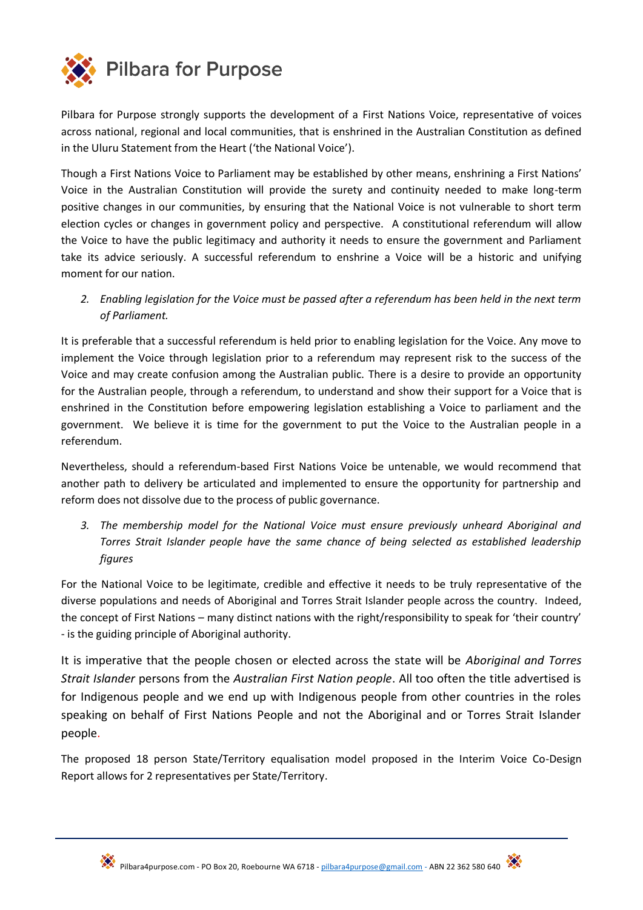# Pilbara for Purpose

Pilbara for Purpose strongly supports the development of a First Nations Voice, representative of voices across national, regional and local communities, that is enshrined in the Australian Constitution as defined in the Uluru Statement from the Heart ('the National Voice').

Though a First Nations Voice to Parliament may be established by other means, enshrining a First Nations' Voice in the Australian Constitution will provide the surety and continuity needed to make long-term positive changes in our communities, by ensuring that the National Voice is not vulnerable to short term election cycles or changes in government policy and perspective. A constitutional referendum will allow the Voice to have the public legitimacy and authority it needs to ensure the government and Parliament take its advice seriously. A successful referendum to enshrine a Voice will be a historic and unifying moment for our nation.

2. *Enabling legislation for the Voice must be passed after a referendum has been held in the next term of Parliament.*

It is preferable that a successful referendum is held prior to enabling legislation for the Voice. Any move to implement the Voice through legislation prior to a referendum may represent risk to the success of the Voice and may create confusion among the Australian public. There is a desire to provide an opportunity for the Australian people, through a referendum, to understand and show their support for a Voice that is enshrined in the Constitution before empowering legislation establishing a Voice to parliament and the government. We believe it is time for the government to put the Voice to the Australian people in a referendum.

Nevertheless, should a referendum-based First Nations Voice be untenable, we would recommend that another path to delivery be articulated and implemented to ensure the opportunity for partnership and reform does not dissolve due to the process of public governance.

3. *The membership model for the National Voice must ensure previously unheard Aboriginal and Torres Strait Islander people have the same chance of being selected as established leadership figures*

For the National Voice to be legitimate, credible and effective it needs to be truly representative of the diverse populations and needs of Aboriginal and Torres Strait Islander people across the country. Indeed, the concept of First Nations – many distinct nations with the right/responsibility to speak for 'their country' - is the guiding principle of Aboriginal authority.

It is imperative that the people chosen or elected across the state will be *Aboriginal and Torres Strait Islander* persons from the *Australian First Nation people*. All too often the title advertised is for Indigenous people and we end up with Indigenous people from other countries in the roles speaking on behalf of First Nations People and not the Aboriginal and or Torres Strait Islander people.

The proposed 18 person State/Territory equalisation model proposed in the Interim Voice Co-Design Report allows for 2 representatives per State/Territory.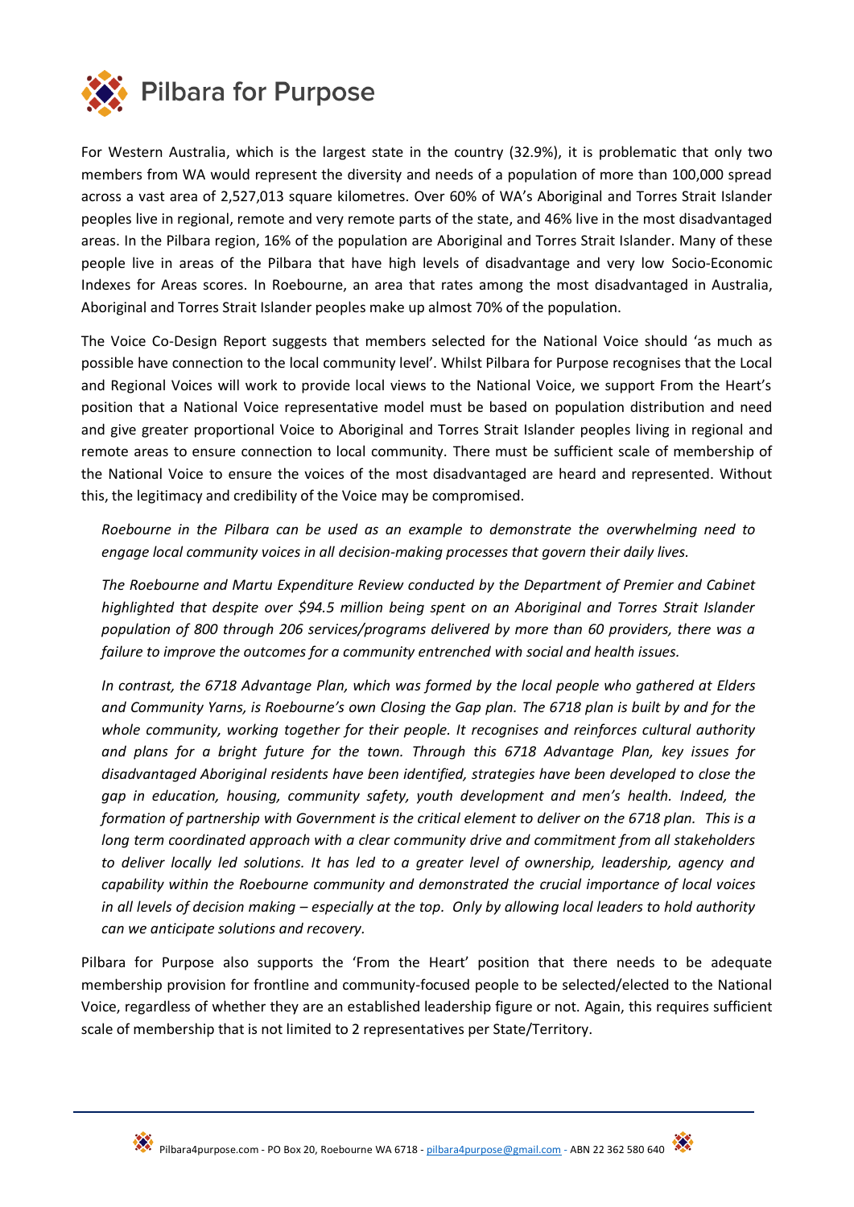For Western Australia, which is the largest state in the country (32.9%), it is problematic that only two members from WA would represent the diversity and needs of a population of more than 100,000 spread across a vast area of 2,527,013 square kilometres. Over 60% of WA's Aboriginal and Torres Strait Islander peoples live in regional, remote and very remote parts of the state, and 46% live in the most disadvantaged areas. In the Pilbara region, 16% of the population are Aboriginal and Torres Strait Islander. Many of these people live in areas of the Pilbara that have high levels of disadvantage and very low Socio-Economic Indexes for Areas scores. In Roebourne, an area that rates among the most disadvantaged in Australia, Aboriginal and Torres Strait Islander peoples make up almost 70% of the population.

The Voice Co-Design Report suggests that members selected for the National Voice should 'as much as possible have connection to the local community level'. Whilst Pilbara for Purpose recognises that the Local and Regional Voices will work to provide local views to the National Voice, we support From the Heart's position that a National Voice representative model must be based on population distribution and need and give greater proportional Voice to Aboriginal and Torres Strait Islander peoples living in regional and remote areas to ensure connection to local community. There must be sufficient scale of membership of the National Voice to ensure the voices of the most disadvantaged are heard and represented. Without this, the legitimacy and credibility of the Voice may be compromised.

> *Roebourne in the Pilbara can be used as an example to demonstrate the overwhelming need to engage local community voices in all decision-making processes that govern their daily lives.*
>
> *The Roebourne and Martu Expenditure Review conducted by the Department of Premier and Cabinet highlighted that despite over $94.5 million being spent on an Aboriginal and Torres Strait Islander population of 800 through 206 services/programs delivered by more than 60 providers, there was a failure to improve the outcomes for a community entrenched with social and health issues.*
>
> *In contrast, the 6718 Advantage Plan, which was formed by the local people who gathered at Elders and Community Yarns, is Roebourne's own Closing the Gap plan. The 6718 plan is built by and for the whole community, working together for their people. It recognises and reinforces cultural authority and plans for a bright future for the town. Through this 6718 Advantage Plan, key issues for disadvantaged Aboriginal residents have been identified, strategies have been developed to close the gap in education, housing, community safety, youth development and men's health. Indeed, the formation of partnership with Government is the critical element to deliver on the 6718 plan. This is a long term coordinated approach with a clear community drive and commitment from all stakeholders to deliver locally led solutions. It has led to a greater level of ownership, leadership, agency and capability within the Roebourne community and demonstrated the crucial importance of local voices in all levels of decision making – especially at the top. Only by allowing local leaders to hold authority can we anticipate solutions and recovery.*

Pilbara for Purpose also supports the 'From the Heart' position that there needs to be adequate membership provision for frontline and community-focused people to be selected/elected to the National Voice, regardless of whether they are an established leadership figure or not. Again, this requires sufficient scale of membership that is not limited to 2 representatives per State/Territory.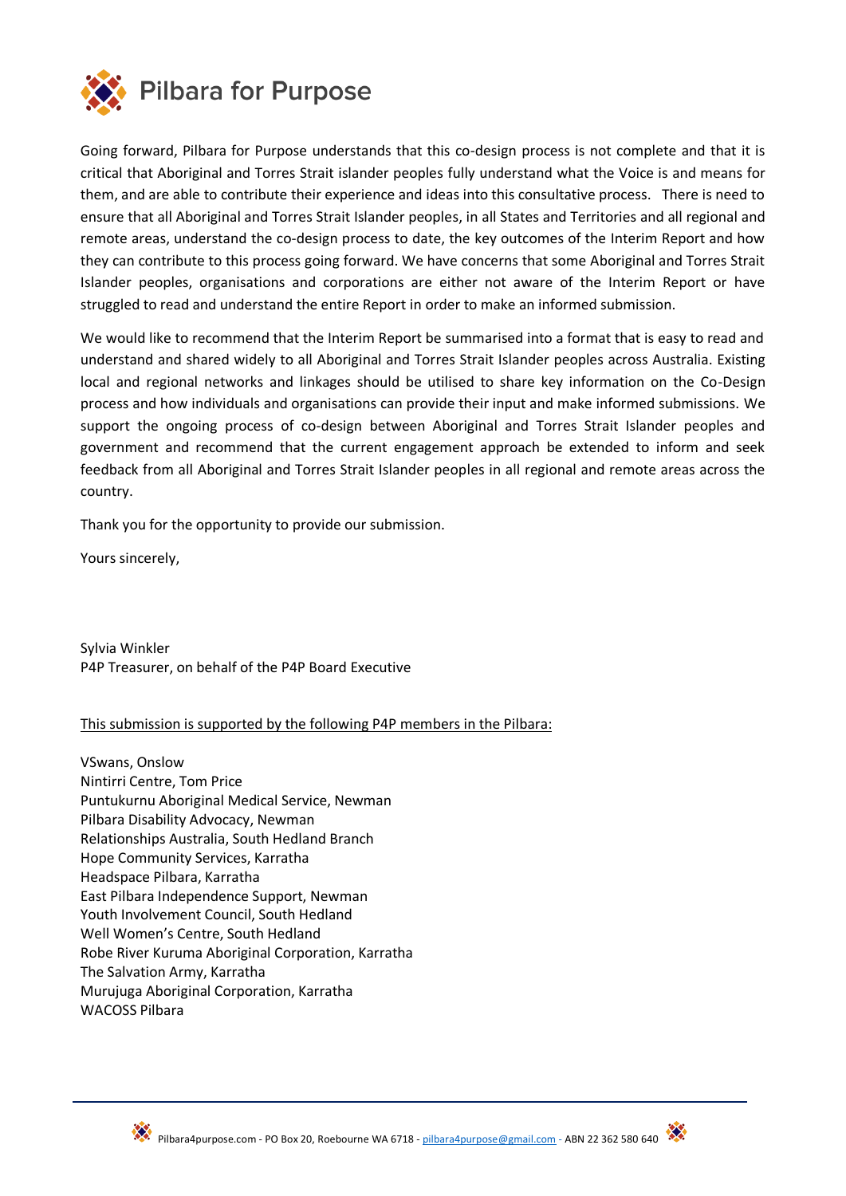Going forward, Pilbara for Purpose understands that this co-design process is not complete and that it is critical that Aboriginal and Torres Strait islander peoples fully understand what the Voice is and means for them, and are able to contribute their experience and ideas into this consultative process. There is need to ensure that all Aboriginal and Torres Strait Islander peoples, in all States and Territories and all regional and remote areas, understand the co-design process to date, the key outcomes of the Interim Report and how they can contribute to this process going forward. We have concerns that some Aboriginal and Torres Strait Islander peoples, organisations and corporations are either not aware of the Interim Report or have struggled to read and understand the entire Report in order to make an informed submission.

We would like to recommend that the Interim Report be summarised into a format that is easy to read and understand and shared widely to all Aboriginal and Torres Strait Islander peoples across Australia. Existing local and regional networks and linkages should be utilised to share key information on the Co-Design process and how individuals and organisations can provide their input and make informed submissions. We support the ongoing process of co-design between Aboriginal and Torres Strait Islander peoples and government and recommend that the current engagement approach be extended to inform and seek feedback from all Aboriginal and Torres Strait Islander peoples in all regional and remote areas across the country.

Thank you for the opportunity to provide our submission.

Yours sincerely,

Sylvia Winkler
P4P Treasurer, on behalf of the P4P Board Executive

<u>This submission is supported by the following P4P members in the Pilbara:</u>

VSwans, Onslow
Nintirri Centre, Tom Price
Puntukurnu Aboriginal Medical Service, Newman
Pilbara Disability Advocacy, Newman
Relationships Australia, South Hedland Branch
Hope Community Services, Karratha
Headspace Pilbara, Karratha
East Pilbara Independence Support, Newman
Youth Involvement Council, South Hedland
Well Women's Centre, South Hedland
Robe River Kuruma Aboriginal Corporation, Karratha
The Salvation Army, Karratha
Murujuga Aboriginal Corporation, Karratha
WACOSS Pilbara